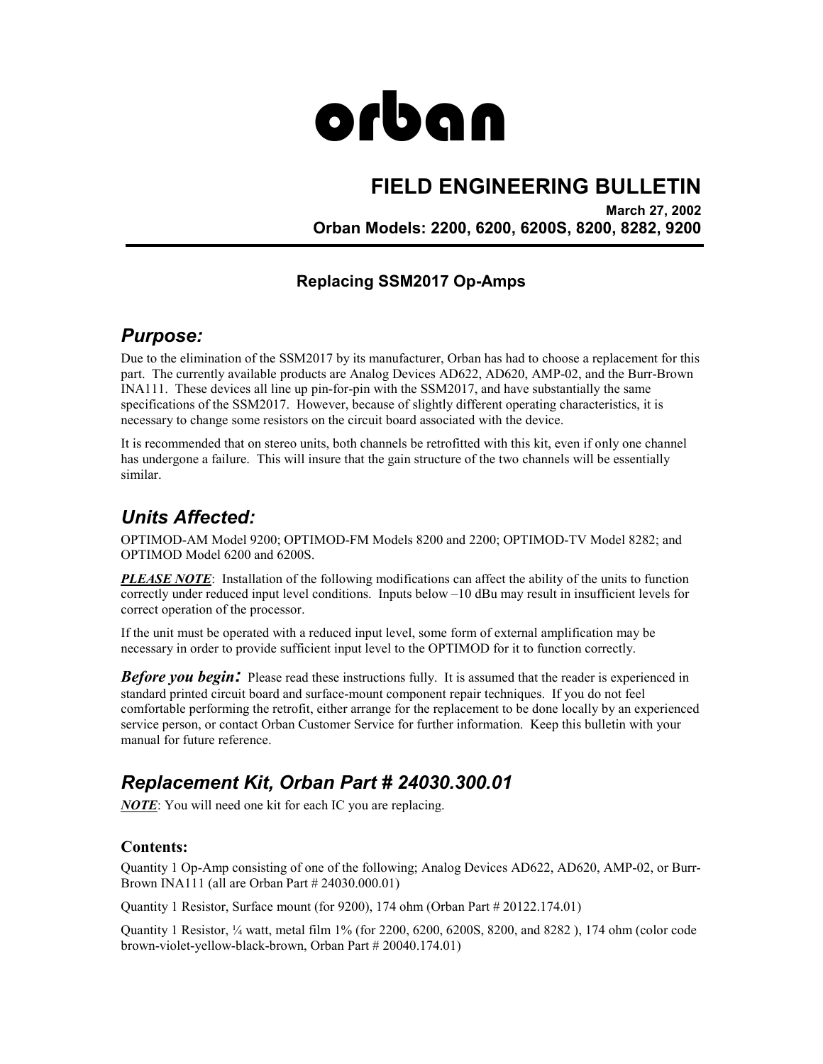# orban

## FIELD ENGINEERING BULLETIN

**March 27, 2002**
**Orban Models: 2200, 6200, 6200S, 8200, 8282, 9200**

### Replacing SSM2017 Op-Amps

## *Purpose:*

Due to the elimination of the SSM2017 by its manufacturer, Orban has had to choose a replacement for this part. The currently available products are Analog Devices AD622, AD620, AMP-02, and the Burr-Brown INA111. These devices all line up pin-for-pin with the SSM2017, and have substantially the same specifications of the SSM2017. However, because of slightly different operating characteristics, it is necessary to change some resistors on the circuit board associated with the device.

It is recommended that on stereo units, both channels be retrofitted with this kit, even if only one channel has undergone a failure. This will insure that the gain structure of the two channels will be essentially similar.

## *Units Affected:*

OPTIMOD-AM Model 9200; OPTIMOD-FM Models 8200 and 2200; OPTIMOD-TV Model 8282; and OPTIMOD Model 6200 and 6200S.

***PLEASE NOTE***: Installation of the following modifications can affect the ability of the units to function correctly under reduced input level conditions. Inputs below –10 dBu may result in insufficient levels for correct operation of the processor.

If the unit must be operated with a reduced input level, some form of external amplification may be necessary in order to provide sufficient input level to the OPTIMOD for it to function correctly.

***Before you begin:*** Please read these instructions fully. It is assumed that the reader is experienced in standard printed circuit board and surface-mount component repair techniques. If you do not feel comfortable performing the retrofit, either arrange for the replacement to be done locally by an experienced service person, or contact Orban Customer Service for further information. Keep this bulletin with your manual for future reference.

## *Replacement Kit, Orban Part # 24030.300.01*

***NOTE***: You will need one kit for each IC you are replacing.

### Contents:

Quantity 1 Op-Amp consisting of one of the following; Analog Devices AD622, AD620, AMP-02, or Burr-Brown INA111 (all are Orban Part # 24030.000.01)

Quantity 1 Resistor, Surface mount (for 9200), 174 ohm (Orban Part # 20122.174.01)

Quantity 1 Resistor, ¼ watt, metal film 1% (for 2200, 6200, 6200S, 8200, and 8282 ), 174 ohm (color code brown-violet-yellow-black-brown, Orban Part # 20040.174.01)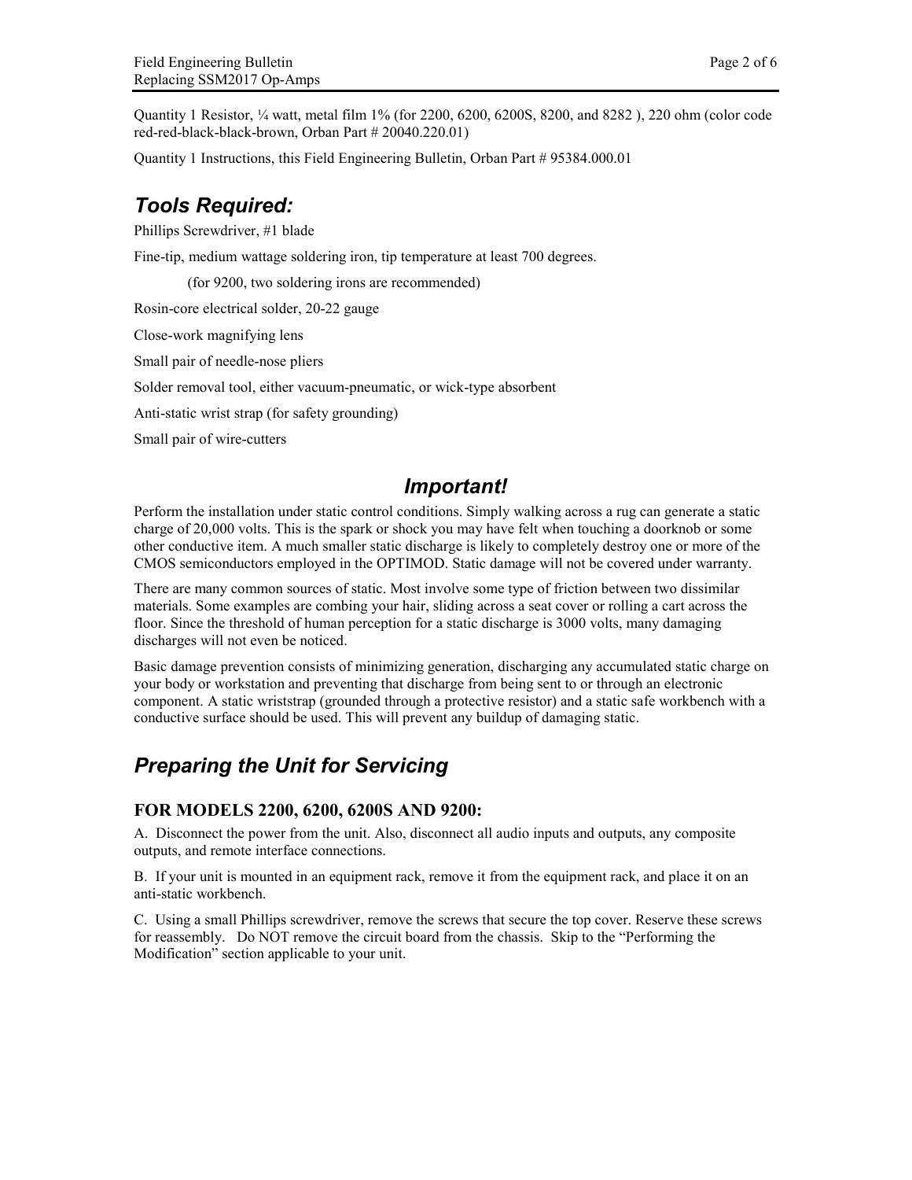Quantity 1 Resistor, ¼ watt, metal film 1% (for 2200, 6200, 6200S, 8200, and 8282 ), 220 ohm (color code red-red-black-black-brown, Orban Part # 20040.220.01)

Quantity 1 Instructions, this Field Engineering Bulletin, Orban Part # 95384.000.01

## *Tools Required:*

Phillips Screwdriver, #1 blade

Fine-tip, medium wattage soldering iron, tip temperature at least 700 degrees.

(for 9200, two soldering irons are recommended)

Rosin-core electrical solder, 20-22 gauge

Close-work magnifying lens

Small pair of needle-nose pliers

Solder removal tool, either vacuum-pneumatic, or wick-type absorbent

Anti-static wrist strap (for safety grounding)

Small pair of wire-cutters

## *Important!*

Perform the installation under static control conditions. Simply walking across a rug can generate a static charge of 20,000 volts. This is the spark or shock you may have felt when touching a doorknob or some other conductive item. A much smaller static discharge is likely to completely destroy one or more of the CMOS semiconductors employed in the OPTIMOD. Static damage will not be covered under warranty.

There are many common sources of static. Most involve some type of friction between two dissimilar materials. Some examples are combing your hair, sliding across a seat cover or rolling a cart across the floor. Since the threshold of human perception for a static discharge is 3000 volts, many damaging discharges will not even be noticed.

Basic damage prevention consists of minimizing generation, discharging any accumulated static charge on your body or workstation and preventing that discharge from being sent to or through an electronic component. A static wriststrap (grounded through a protective resistor) and a static safe workbench with a conductive surface should be used. This will prevent any buildup of damaging static.

## *Preparing the Unit for Servicing*

### FOR MODELS 2200, 6200, 6200S AND 9200:

A. Disconnect the power from the unit. Also, disconnect all audio inputs and outputs, any composite outputs, and remote interface connections.

B. If your unit is mounted in an equipment rack, remove it from the equipment rack, and place it on an anti-static workbench.

C. Using a small Phillips screwdriver, remove the screws that secure the top cover. Reserve these screws for reassembly. Do NOT remove the circuit board from the chassis. Skip to the "Performing the Modification" section applicable to your unit.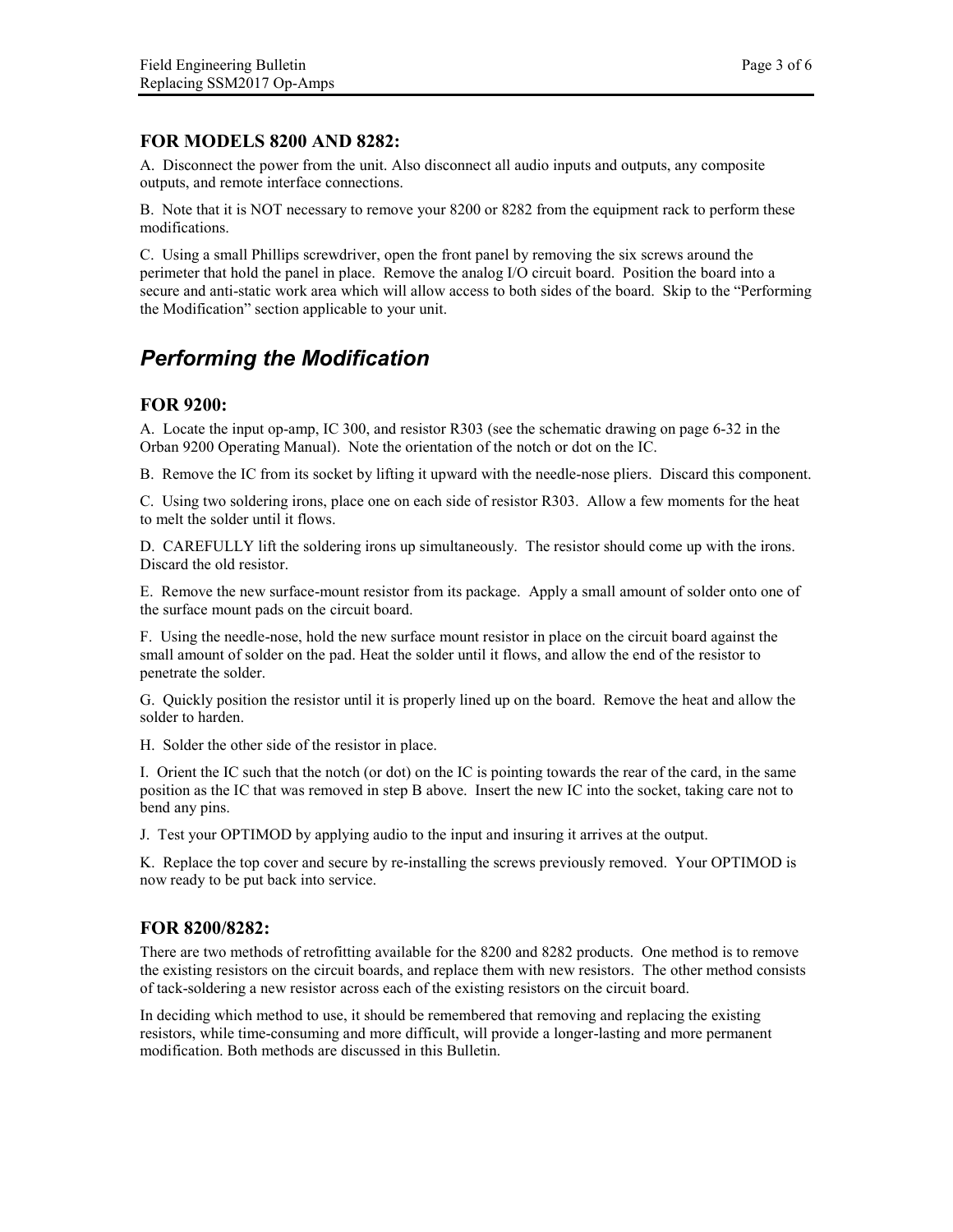### FOR MODELS 8200 AND 8282:

A. Disconnect the power from the unit. Also disconnect all audio inputs and outputs, any composite outputs, and remote interface connections.

B. Note that it is NOT necessary to remove your 8200 or 8282 from the equipment rack to perform these modifications.

C. Using a small Phillips screwdriver, open the front panel by removing the six screws around the perimeter that hold the panel in place. Remove the analog I/O circuit board. Position the board into a secure and anti-static work area which will allow access to both sides of the board. Skip to the "Performing the Modification" section applicable to your unit.

## *Performing the Modification*

### FOR 9200:

A. Locate the input op-amp, IC 300, and resistor R303 (see the schematic drawing on page 6-32 in the Orban 9200 Operating Manual). Note the orientation of the notch or dot on the IC.

B. Remove the IC from its socket by lifting it upward with the needle-nose pliers. Discard this component.

C. Using two soldering irons, place one on each side of resistor R303. Allow a few moments for the heat to melt the solder until it flows.

D. CAREFULLY lift the soldering irons up simultaneously. The resistor should come up with the irons. Discard the old resistor.

E. Remove the new surface-mount resistor from its package. Apply a small amount of solder onto one of the surface mount pads on the circuit board.

F. Using the needle-nose, hold the new surface mount resistor in place on the circuit board against the small amount of solder on the pad. Heat the solder until it flows, and allow the end of the resistor to penetrate the solder.

G. Quickly position the resistor until it is properly lined up on the board. Remove the heat and allow the solder to harden.

H. Solder the other side of the resistor in place.

I. Orient the IC such that the notch (or dot) on the IC is pointing towards the rear of the card, in the same position as the IC that was removed in step B above. Insert the new IC into the socket, taking care not to bend any pins.

J. Test your OPTIMOD by applying audio to the input and insuring it arrives at the output.

K. Replace the top cover and secure by re-installing the screws previously removed. Your OPTIMOD is now ready to be put back into service.

### FOR 8200/8282:

There are two methods of retrofitting available for the 8200 and 8282 products. One method is to remove the existing resistors on the circuit boards, and replace them with new resistors. The other method consists of tack-soldering a new resistor across each of the existing resistors on the circuit board.

In deciding which method to use, it should be remembered that removing and replacing the existing resistors, while time-consuming and more difficult, will provide a longer-lasting and more permanent modification. Both methods are discussed in this Bulletin.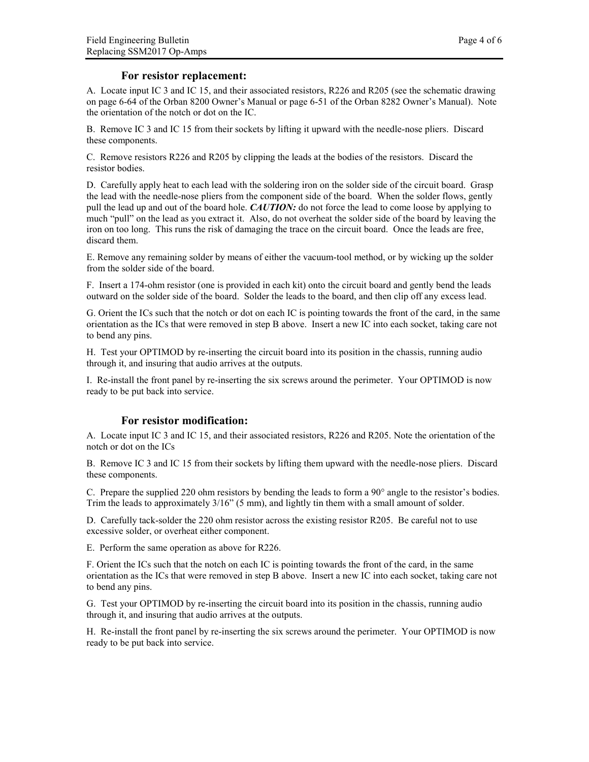### For resistor replacement:

A. Locate input IC 3 and IC 15, and their associated resistors, R226 and R205 (see the schematic drawing on page 6-64 of the Orban 8200 Owner's Manual or page 6-51 of the Orban 8282 Owner's Manual). Note the orientation of the notch or dot on the IC.

B. Remove IC 3 and IC 15 from their sockets by lifting it upward with the needle-nose pliers. Discard these components.

C. Remove resistors R226 and R205 by clipping the leads at the bodies of the resistors. Discard the resistor bodies.

D. Carefully apply heat to each lead with the soldering iron on the solder side of the circuit board. Grasp the lead with the needle-nose pliers from the component side of the board. When the solder flows, gently pull the lead up and out of the board hole. ***CAUTION:*** do not force the lead to come loose by applying to much "pull" on the lead as you extract it. Also, do not overheat the solder side of the board by leaving the iron on too long. This runs the risk of damaging the trace on the circuit board. Once the leads are free, discard them.

E. Remove any remaining solder by means of either the vacuum-tool method, or by wicking up the solder from the solder side of the board.

F. Insert a 174-ohm resistor (one is provided in each kit) onto the circuit board and gently bend the leads outward on the solder side of the board. Solder the leads to the board, and then clip off any excess lead.

G. Orient the ICs such that the notch or dot on each IC is pointing towards the front of the card, in the same orientation as the ICs that were removed in step B above. Insert a new IC into each socket, taking care not to bend any pins.

H. Test your OPTIMOD by re-inserting the circuit board into its position in the chassis, running audio through it, and insuring that audio arrives at the outputs.

I. Re-install the front panel by re-inserting the six screws around the perimeter. Your OPTIMOD is now ready to be put back into service.

### For resistor modification:

A. Locate input IC 3 and IC 15, and their associated resistors, R226 and R205. Note the orientation of the notch or dot on the ICs

B. Remove IC 3 and IC 15 from their sockets by lifting them upward with the needle-nose pliers. Discard these components.

C. Prepare the supplied 220 ohm resistors by bending the leads to form a 90° angle to the resistor's bodies. Trim the leads to approximately 3/16" (5 mm), and lightly tin them with a small amount of solder.

D. Carefully tack-solder the 220 ohm resistor across the existing resistor R205. Be careful not to use excessive solder, or overheat either component.

E. Perform the same operation as above for R226.

F. Orient the ICs such that the notch on each IC is pointing towards the front of the card, in the same orientation as the ICs that were removed in step B above. Insert a new IC into each socket, taking care not to bend any pins.

G. Test your OPTIMOD by re-inserting the circuit board into its position in the chassis, running audio through it, and insuring that audio arrives at the outputs.

H. Re-install the front panel by re-inserting the six screws around the perimeter. Your OPTIMOD is now ready to be put back into service.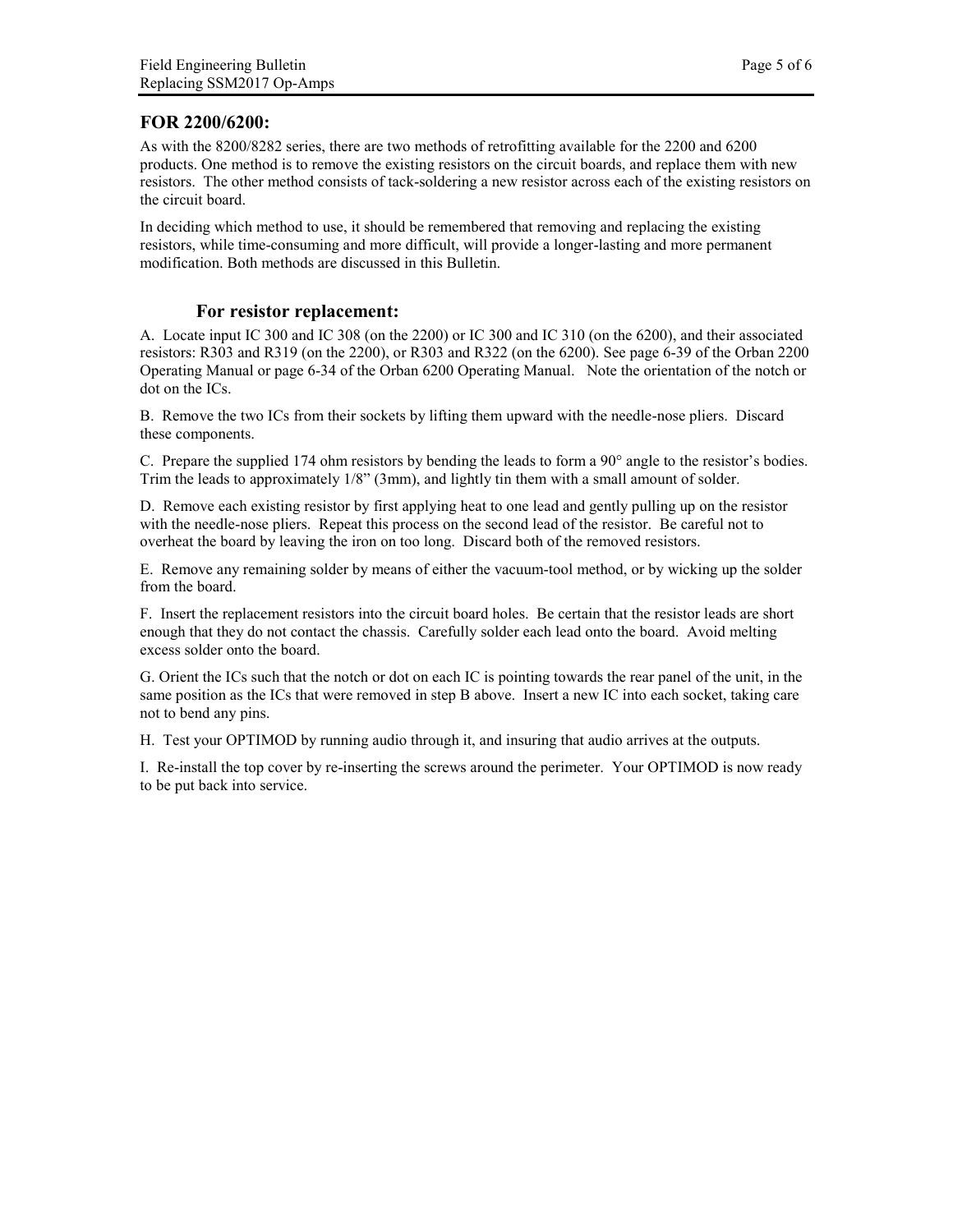## FOR 2200/6200:

As with the 8200/8282 series, there are two methods of retrofitting available for the 2200 and 6200 products. One method is to remove the existing resistors on the circuit boards, and replace them with new resistors. The other method consists of tack-soldering a new resistor across each of the existing resistors on the circuit board.

In deciding which method to use, it should be remembered that removing and replacing the existing resistors, while time-consuming and more difficult, will provide a longer-lasting and more permanent modification. Both methods are discussed in this Bulletin.

### For resistor replacement:

A. Locate input IC 300 and IC 308 (on the 2200) or IC 300 and IC 310 (on the 6200), and their associated resistors: R303 and R319 (on the 2200), or R303 and R322 (on the 6200). See page 6-39 of the Orban 2200 Operating Manual or page 6-34 of the Orban 6200 Operating Manual. Note the orientation of the notch or dot on the ICs.

B. Remove the two ICs from their sockets by lifting them upward with the needle-nose pliers. Discard these components.

C. Prepare the supplied 174 ohm resistors by bending the leads to form a 90° angle to the resistor's bodies. Trim the leads to approximately 1/8" (3mm), and lightly tin them with a small amount of solder.

D. Remove each existing resistor by first applying heat to one lead and gently pulling up on the resistor with the needle-nose pliers. Repeat this process on the second lead of the resistor. Be careful not to overheat the board by leaving the iron on too long. Discard both of the removed resistors.

E. Remove any remaining solder by means of either the vacuum-tool method, or by wicking up the solder from the board.

F. Insert the replacement resistors into the circuit board holes. Be certain that the resistor leads are short enough that they do not contact the chassis. Carefully solder each lead onto the board. Avoid melting excess solder onto the board.

G. Orient the ICs such that the notch or dot on each IC is pointing towards the rear panel of the unit, in the same position as the ICs that were removed in step B above. Insert a new IC into each socket, taking care not to bend any pins.

H. Test your OPTIMOD by running audio through it, and insuring that audio arrives at the outputs.

I. Re-install the top cover by re-inserting the screws around the perimeter. Your OPTIMOD is now ready to be put back into service.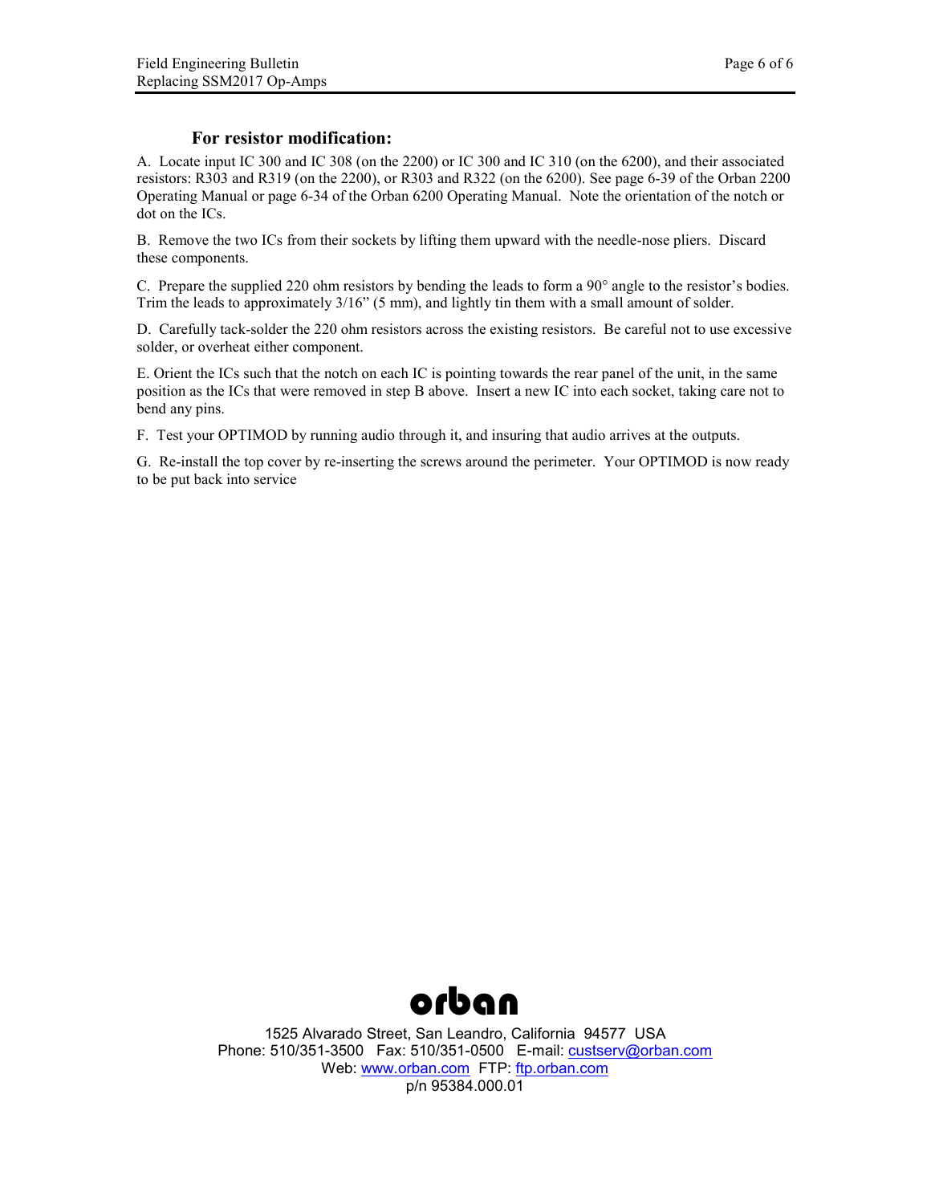### For resistor modification:

A. Locate input IC 300 and IC 308 (on the 2200) or IC 300 and IC 310 (on the 6200), and their associated resistors: R303 and R319 (on the 2200), or R303 and R322 (on the 6200). See page 6-39 of the Orban 2200 Operating Manual or page 6-34 of the Orban 6200 Operating Manual. Note the orientation of the notch or dot on the ICs.

B. Remove the two ICs from their sockets by lifting them upward with the needle-nose pliers. Discard these components.

C. Prepare the supplied 220 ohm resistors by bending the leads to form a 90° angle to the resistor's bodies. Trim the leads to approximately 3/16" (5 mm), and lightly tin them with a small amount of solder.

D. Carefully tack-solder the 220 ohm resistors across the existing resistors. Be careful not to use excessive solder, or overheat either component.

E. Orient the ICs such that the notch on each IC is pointing towards the rear panel of the unit, in the same position as the ICs that were removed in step B above. Insert a new IC into each socket, taking care not to bend any pins.

F. Test your OPTIMOD by running audio through it, and insuring that audio arrives at the outputs.

G. Re-install the top cover by re-inserting the screws around the perimeter. Your OPTIMOD is now ready to be put back into service

orban

1525 Alvarado Street, San Leandro, California 94577 USA
Phone: 510/351-3500 Fax: 510/351-0500 E-mail: custserv@orban.com
Web: www.orban.com FTP: ftp.orban.com
p/n 95384.000.01